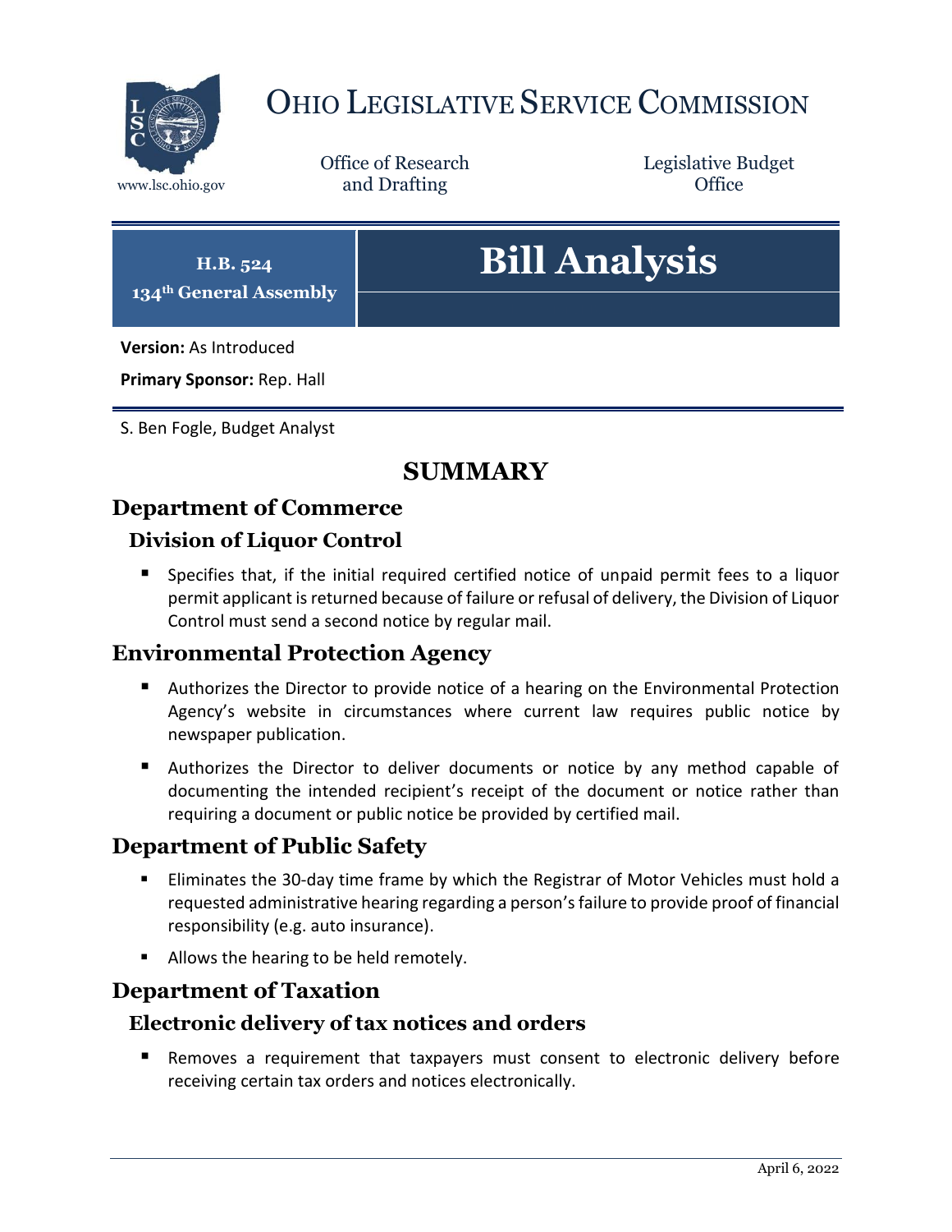# OHIO LEGISLATIVE SERVICE COMMISSION

www.lsc.ohio.gov

Office of Research and Drafting

Legislative Budget Office

**H.B. 524**
**134th General Assembly**

# Bill Analysis

**Version:** As Introduced

**Primary Sponsor:** Rep. Hall

S. Ben Fogle, Budget Analyst

## SUMMARY

## Department of Commerce

### Division of Liquor Control

- Specifies that, if the initial required certified notice of unpaid permit fees to a liquor permit applicant is returned because of failure or refusal of delivery, the Division of Liquor Control must send a second notice by regular mail.

## Environmental Protection Agency

- Authorizes the Director to provide notice of a hearing on the Environmental Protection Agency's website in circumstances where current law requires public notice by newspaper publication.
- Authorizes the Director to deliver documents or notice by any method capable of documenting the intended recipient's receipt of the document or notice rather than requiring a document or public notice be provided by certified mail.

## Department of Public Safety

- Eliminates the 30-day time frame by which the Registrar of Motor Vehicles must hold a requested administrative hearing regarding a person's failure to provide proof of financial responsibility (e.g. auto insurance).
- Allows the hearing to be held remotely.

## Department of Taxation

### Electronic delivery of tax notices and orders

- Removes a requirement that taxpayers must consent to electronic delivery before receiving certain tax orders and notices electronically.

April 6, 2022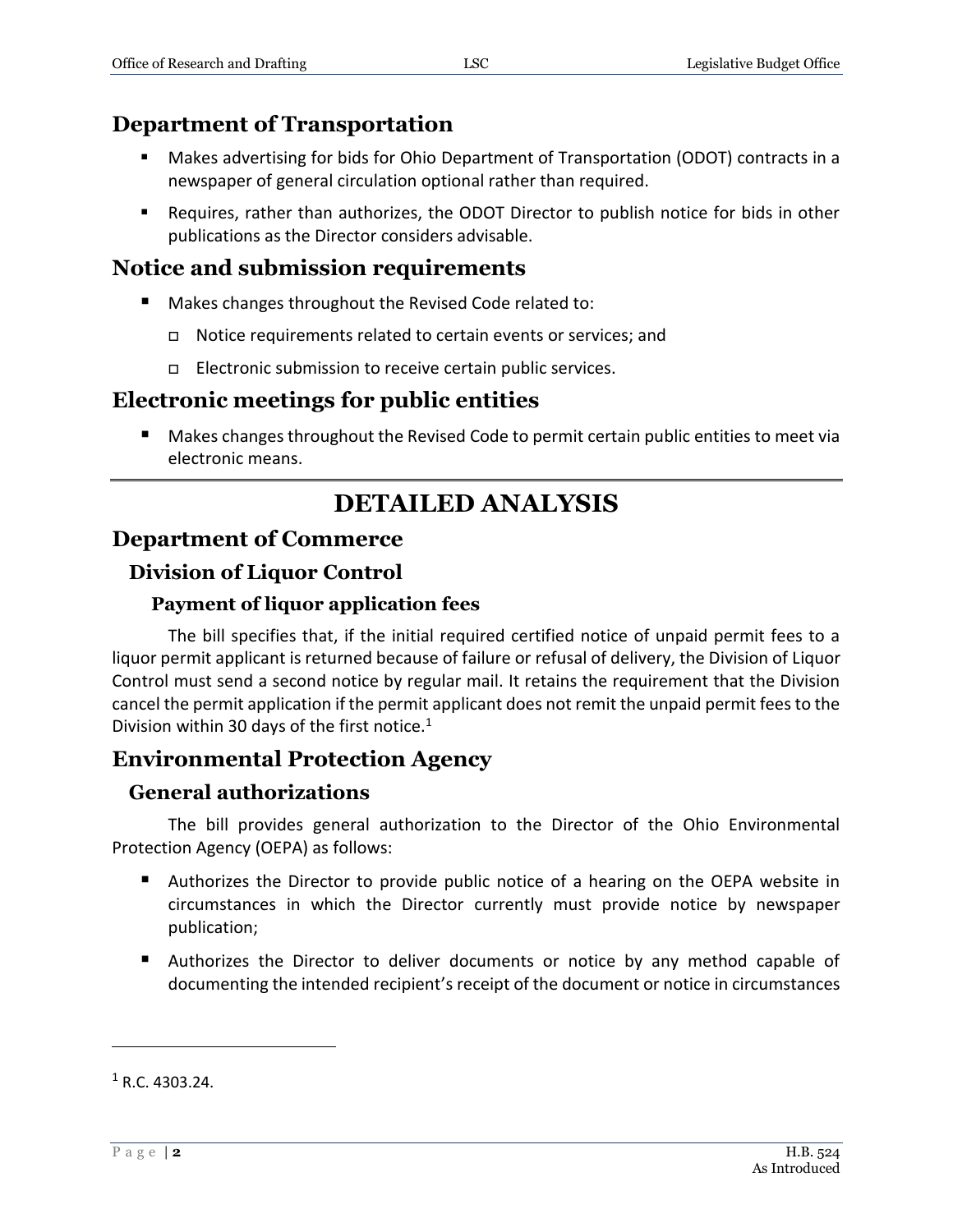## Department of Transportation

- Makes advertising for bids for Ohio Department of Transportation (ODOT) contracts in a newspaper of general circulation optional rather than required.
- Requires, rather than authorizes, the ODOT Director to publish notice for bids in other publications as the Director considers advisable.

## Notice and submission requirements

- Makes changes throughout the Revised Code related to:
  - Notice requirements related to certain events or services; and
  - Electronic submission to receive certain public services.

## Electronic meetings for public entities

- Makes changes throughout the Revised Code to permit certain public entities to meet via electronic means.

---

# DETAILED ANALYSIS

## Department of Commerce

### Division of Liquor Control

#### Payment of liquor application fees

The bill specifies that, if the initial required certified notice of unpaid permit fees to a liquor permit applicant is returned because of failure or refusal of delivery, the Division of Liquor Control must send a second notice by regular mail. It retains the requirement that the Division cancel the permit application if the permit applicant does not remit the unpaid permit fees to the Division within 30 days of the first notice.[1]

## Environmental Protection Agency

### General authorizations

The bill provides general authorization to the Director of the Ohio Environmental Protection Agency (OEPA) as follows:

- Authorizes the Director to provide public notice of a hearing on the OEPA website in circumstances in which the Director currently must provide notice by newspaper publication;
- Authorizes the Director to deliver documents or notice by any method capable of documenting the intended recipient's receipt of the document or notice in circumstances

[1] R.C. 4303.24.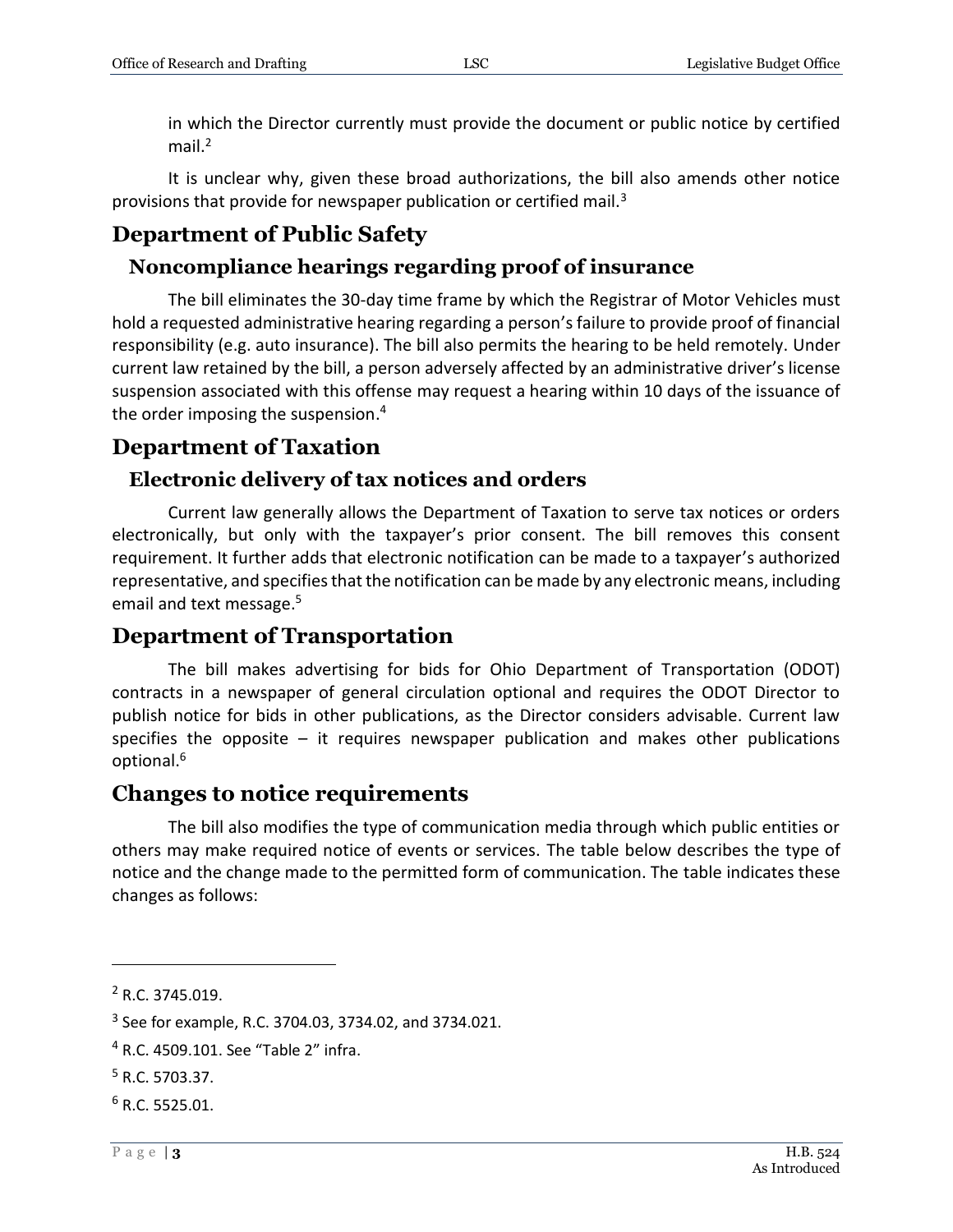in which the Director currently must provide the document or public notice by certified mail.[2]

It is unclear why, given these broad authorizations, the bill also amends other notice provisions that provide for newspaper publication or certified mail.[3]

## Department of Public Safety

### Noncompliance hearings regarding proof of insurance

The bill eliminates the 30-day time frame by which the Registrar of Motor Vehicles must hold a requested administrative hearing regarding a person's failure to provide proof of financial responsibility (e.g. auto insurance). The bill also permits the hearing to be held remotely. Under current law retained by the bill, a person adversely affected by an administrative driver's license suspension associated with this offense may request a hearing within 10 days of the issuance of the order imposing the suspension.[4]

## Department of Taxation

### Electronic delivery of tax notices and orders

Current law generally allows the Department of Taxation to serve tax notices or orders electronically, but only with the taxpayer's prior consent. The bill removes this consent requirement. It further adds that electronic notification can be made to a taxpayer's authorized representative, and specifies that the notification can be made by any electronic means, including email and text message.[5]

## Department of Transportation

The bill makes advertising for bids for Ohio Department of Transportation (ODOT) contracts in a newspaper of general circulation optional and requires the ODOT Director to publish notice for bids in other publications, as the Director considers advisable. Current law specifies the opposite – it requires newspaper publication and makes other publications optional.[6]

## Changes to notice requirements

The bill also modifies the type of communication media through which public entities or others may make required notice of events or services. The table below describes the type of notice and the change made to the permitted form of communication. The table indicates these changes as follows:

---

[2] R.C. 3745.019.

[3] See for example, R.C. 3704.03, 3734.02, and 3734.021.

[4] R.C. 4509.101. See "Table 2" infra.

[5] R.C. 5703.37.

[6] R.C. 5525.01.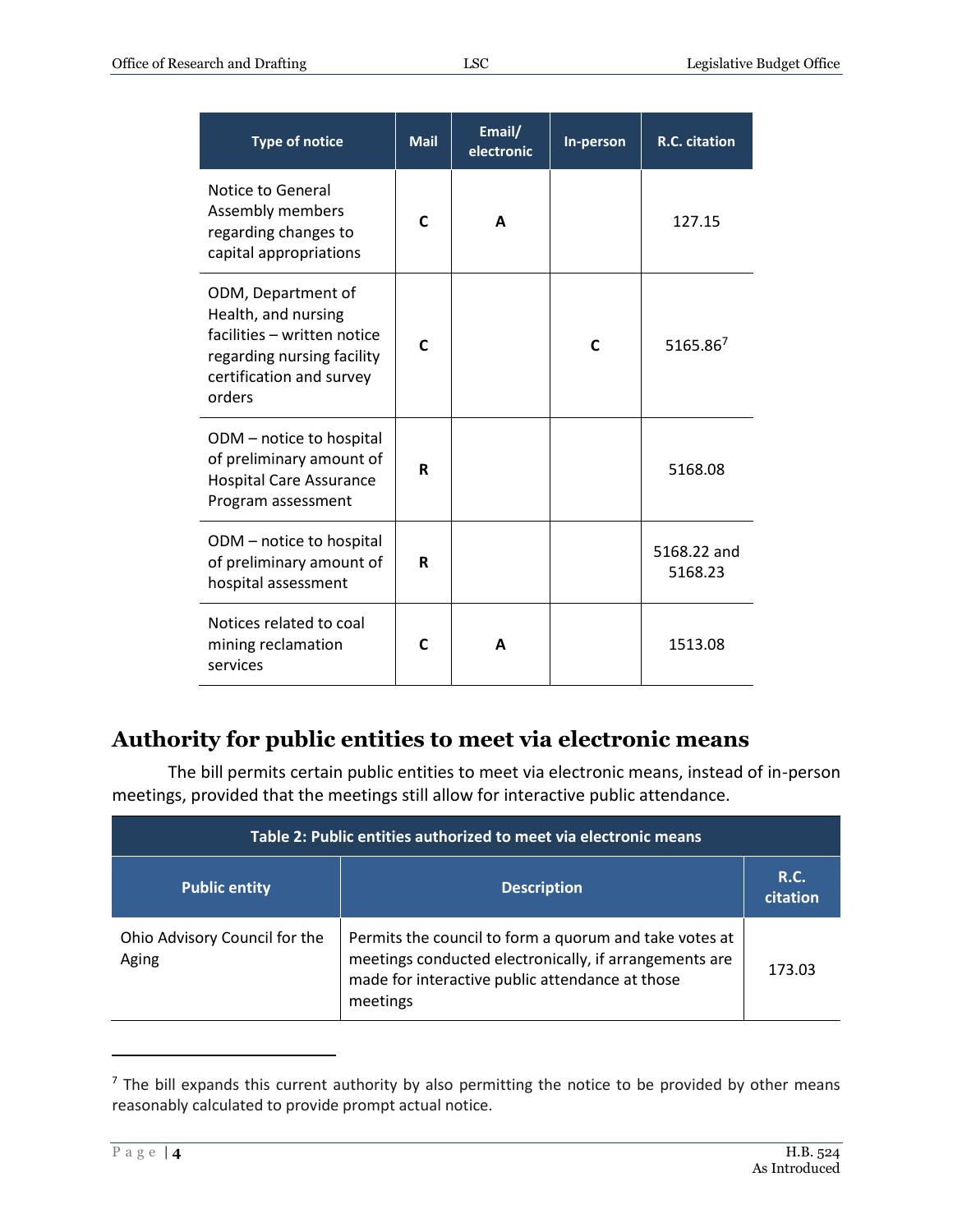| Type of notice | Mail | Email/ electronic | In-person | R.C. citation |
| --- | --- | --- | --- | --- |
| Notice to General Assembly members regarding changes to capital appropriations | **C** | **A** | | 127.15 |
| ODM, Department of Health, and nursing facilities – written notice regarding nursing facility certification and survey orders | **C** | | **C** | 5165.86[7] |
| ODM – notice to hospital of preliminary amount of Hospital Care Assurance Program assessment | **R** | | | 5168.08 |
| ODM – notice to hospital of preliminary amount of hospital assessment | **R** | | | 5168.22 and 5168.23 |
| Notices related to coal mining reclamation services | **C** | **A** | | 1513.08 |

## Authority for public entities to meet via electronic means

The bill permits certain public entities to meet via electronic means, instead of in-person meetings, provided that the meetings still allow for interactive public attendance.

| Table 2: Public entities authorized to meet via electronic means | | |
| --- | --- | --- |
| **Public entity** | **Description** | **R.C. citation** |
| Ohio Advisory Council for the Aging | Permits the council to form a quorum and take votes at meetings conducted electronically, if arrangements are made for interactive public attendance at those meetings | 173.03 |

[7] The bill expands this current authority by also permitting the notice to be provided by other means reasonably calculated to provide prompt actual notice.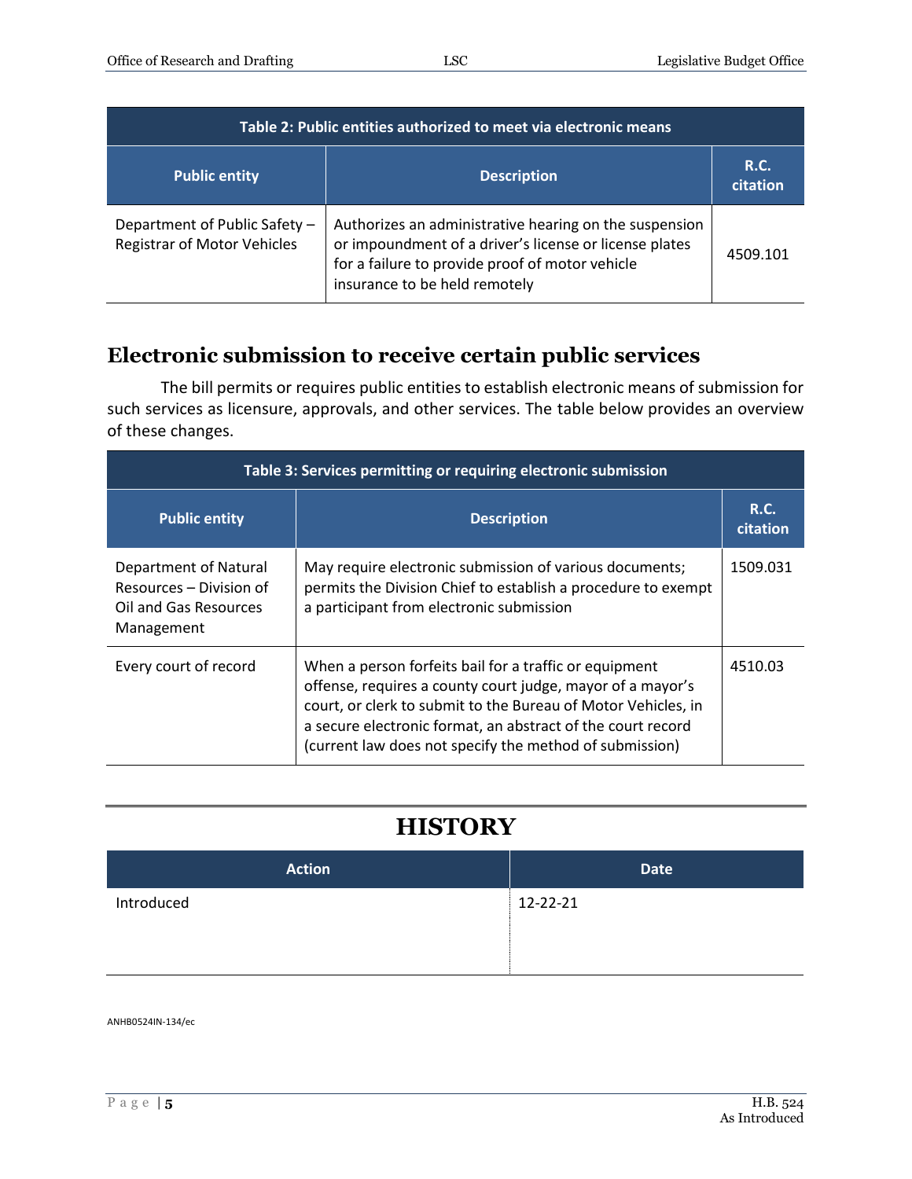| Table 2: Public entities authorized to meet via electronic means | | |
|---|---|---|
| **Public entity** | **Description** | **R.C. citation** |
| Department of Public Safety – Registrar of Motor Vehicles | Authorizes an administrative hearing on the suspension or impoundment of a driver's license or license plates for a failure to provide proof of motor vehicle insurance to be held remotely | 4509.101 |

## Electronic submission to receive certain public services

The bill permits or requires public entities to establish electronic means of submission for such services as licensure, approvals, and other services. The table below provides an overview of these changes.

| Table 3: Services permitting or requiring electronic submission | | |
|---|---|---|
| **Public entity** | **Description** | **R.C. citation** |
| Department of Natural Resources – Division of Oil and Gas Resources Management | May require electronic submission of various documents; permits the Division Chief to establish a procedure to exempt a participant from electronic submission | 1509.031 |
| Every court of record | When a person forfeits bail for a traffic or equipment offense, requires a county court judge, mayor of a mayor's court, or clerk to submit to the Bureau of Motor Vehicles, in a secure electronic format, an abstract of the court record (current law does not specify the method of submission) | 4510.03 |

# HISTORY

| Action | Date |
|---|---|
| Introduced | 12-22-21 |

ANHB0524IN-134/ec